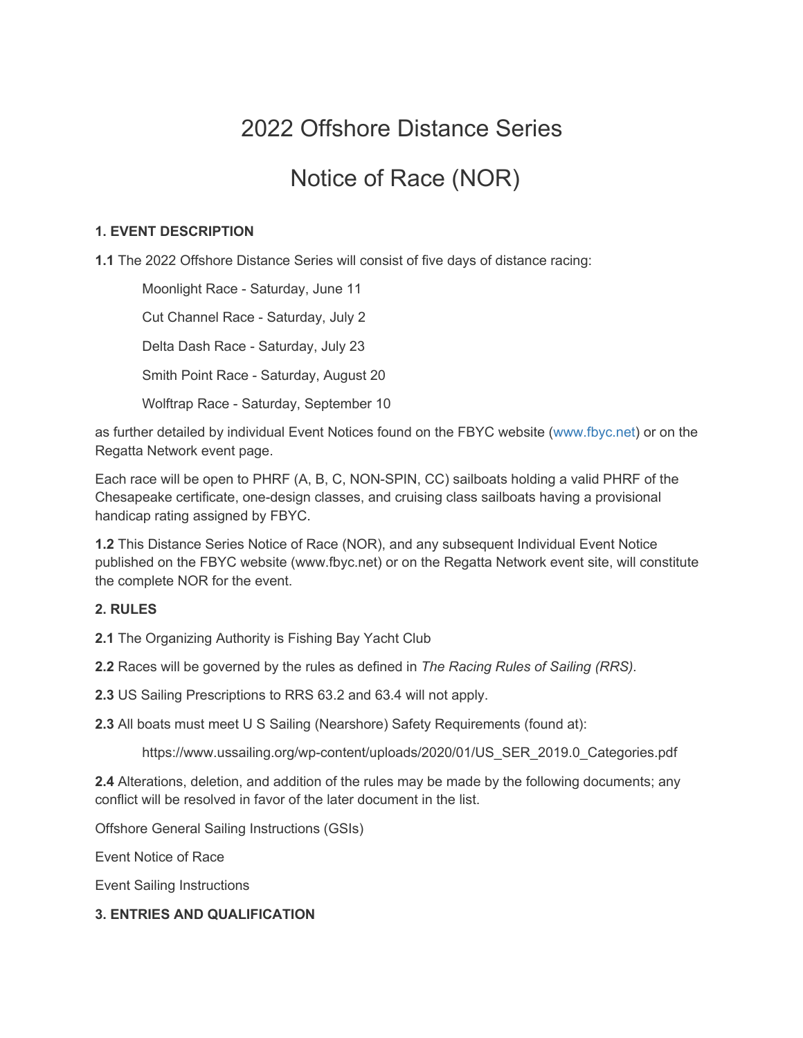# 2022 Offshore Distance Series

# Notice of Race (NOR)

**1. EVENT DESCRIPTION**

**1.1** The 2022 Offshore Distance Series will consist of five days of distance racing:

Moonlight Race - Saturday, June 11

Cut Channel Race - Saturday, July 2

Delta Dash Race - Saturday, July 23

Smith Point Race - Saturday, August 20

Wolftrap Race - Saturday, September 10

as further detailed by individual Event Notices found on the FBYC website (www.fbyc.net) or on the Regatta Network event page.

Each race will be open to PHRF (A, B, C, NON-SPIN, CC) sailboats holding a valid PHRF of the Chesapeake certificate, one-design classes, and cruising class sailboats having a provisional handicap rating assigned by FBYC.

**1.2** This Distance Series Notice of Race (NOR), and any subsequent Individual Event Notice published on the FBYC website (www.fbyc.net) or on the Regatta Network event site, will constitute the complete NOR for the event.

**2. RULES**

**2.1** The Organizing Authority is Fishing Bay Yacht Club

**2.2** Races will be governed by the rules as defined in *The Racing Rules of Sailing (RRS)*.

**2.3** US Sailing Prescriptions to RRS 63.2 and 63.4 will not apply.

**2.3** All boats must meet U S Sailing (Nearshore) Safety Requirements (found at):

https://www.ussailing.org/wp-content/uploads/2020/01/US_SER_2019.0_Categories.pdf

**2.4** Alterations, deletion, and addition of the rules may be made by the following documents; any conflict will be resolved in favor of the later document in the list.

Offshore General Sailing Instructions (GSIs)

Event Notice of Race

Event Sailing Instructions

**3. ENTRIES AND QUALIFICATION**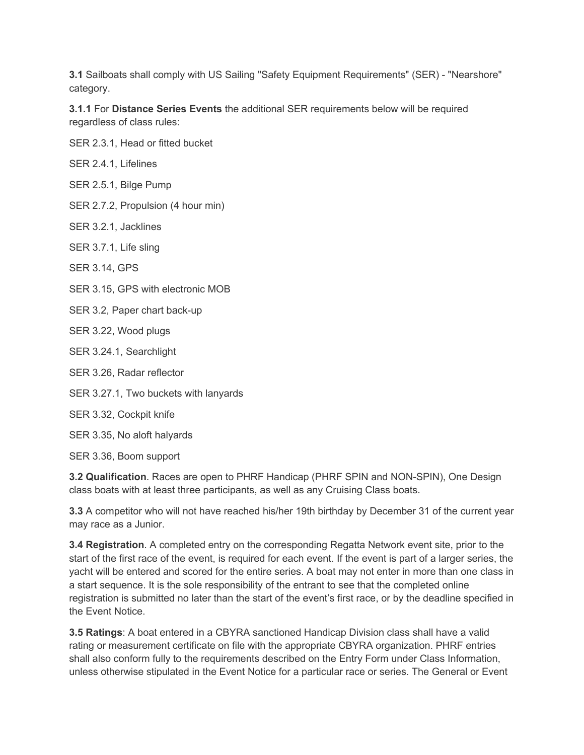**3.1** Sailboats shall comply with US Sailing "Safety Equipment Requirements" (SER) - "Nearshore" category.

**3.1.1** For **Distance Series Events** the additional SER requirements below will be required regardless of class rules:

SER 2.3.1, Head or fitted bucket

SER 2.4.1, Lifelines

SER 2.5.1, Bilge Pump

SER 2.7.2, Propulsion (4 hour min)

SER 3.2.1, Jacklines

SER 3.7.1, Life sling

SER 3.14, GPS

SER 3.15, GPS with electronic MOB

SER 3.2, Paper chart back-up

SER 3.22, Wood plugs

SER 3.24.1, Searchlight

SER 3.26, Radar reflector

SER 3.27.1, Two buckets with lanyards

SER 3.32, Cockpit knife

SER 3.35, No aloft halyards

SER 3.36, Boom support

**3.2 Qualification**. Races are open to PHRF Handicap (PHRF SPIN and NON-SPIN), One Design class boats with at least three participants, as well as any Cruising Class boats.

**3.3** A competitor who will not have reached his/her 19th birthday by December 31 of the current year may race as a Junior.

**3.4 Registration**. A completed entry on the corresponding Regatta Network event site, prior to the start of the first race of the event, is required for each event. If the event is part of a larger series, the yacht will be entered and scored for the entire series. A boat may not enter in more than one class in a start sequence. It is the sole responsibility of the entrant to see that the completed online registration is submitted no later than the start of the event's first race, or by the deadline specified in the Event Notice.

**3.5 Ratings**: A boat entered in a CBYRA sanctioned Handicap Division class shall have a valid rating or measurement certificate on file with the appropriate CBYRA organization. PHRF entries shall also conform fully to the requirements described on the Entry Form under Class Information, unless otherwise stipulated in the Event Notice for a particular race or series. The General or Event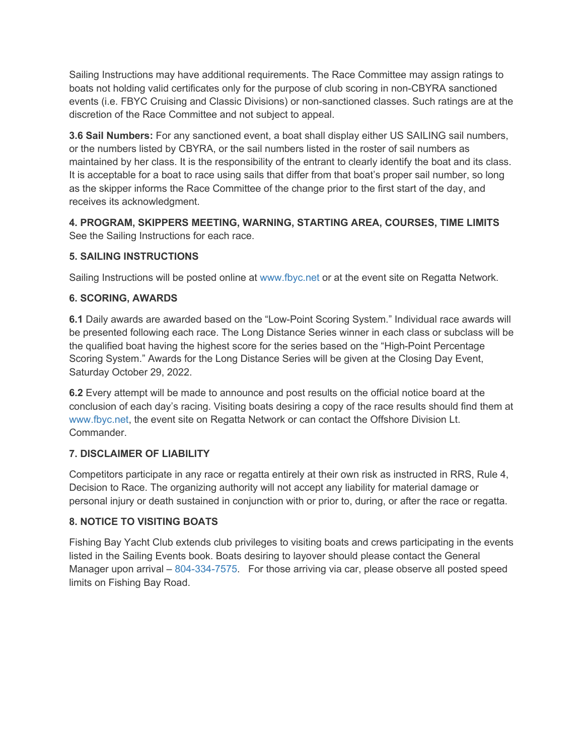Sailing Instructions may have additional requirements. The Race Committee may assign ratings to boats not holding valid certificates only for the purpose of club scoring in non-CBYRA sanctioned events (i.e. FBYC Cruising and Classic Divisions) or non-sanctioned classes. Such ratings are at the discretion of the Race Committee and not subject to appeal.

**3.6 Sail Numbers:** For any sanctioned event, a boat shall display either US SAILING sail numbers, or the numbers listed by CBYRA, or the sail numbers listed in the roster of sail numbers as maintained by her class. It is the responsibility of the entrant to clearly identify the boat and its class. It is acceptable for a boat to race using sails that differ from that boat's proper sail number, so long as the skipper informs the Race Committee of the change prior to the first start of the day, and receives its acknowledgment.

## 4. PROGRAM, SKIPPERS MEETING, WARNING, STARTING AREA, COURSES, TIME LIMITS

See the Sailing Instructions for each race.

## 5. SAILING INSTRUCTIONS

Sailing Instructions will be posted online at www.fbyc.net or at the event site on Regatta Network.

## 6. SCORING, AWARDS

**6.1** Daily awards are awarded based on the "Low-Point Scoring System." Individual race awards will be presented following each race. The Long Distance Series winner in each class or subclass will be the qualified boat having the highest score for the series based on the "High-Point Percentage Scoring System." Awards for the Long Distance Series will be given at the Closing Day Event, Saturday October 29, 2022.

**6.2** Every attempt will be made to announce and post results on the official notice board at the conclusion of each day's racing. Visiting boats desiring a copy of the race results should find them at www.fbyc.net, the event site on Regatta Network or can contact the Offshore Division Lt. Commander.

## 7. DISCLAIMER OF LIABILITY

Competitors participate in any race or regatta entirely at their own risk as instructed in RRS, Rule 4, Decision to Race. The organizing authority will not accept any liability for material damage or personal injury or death sustained in conjunction with or prior to, during, or after the race or regatta.

## 8. NOTICE TO VISITING BOATS

Fishing Bay Yacht Club extends club privileges to visiting boats and crews participating in the events listed in the Sailing Events book. Boats desiring to layover should please contact the General Manager upon arrival – 804-334-7575. For those arriving via car, please observe all posted speed limits on Fishing Bay Road.